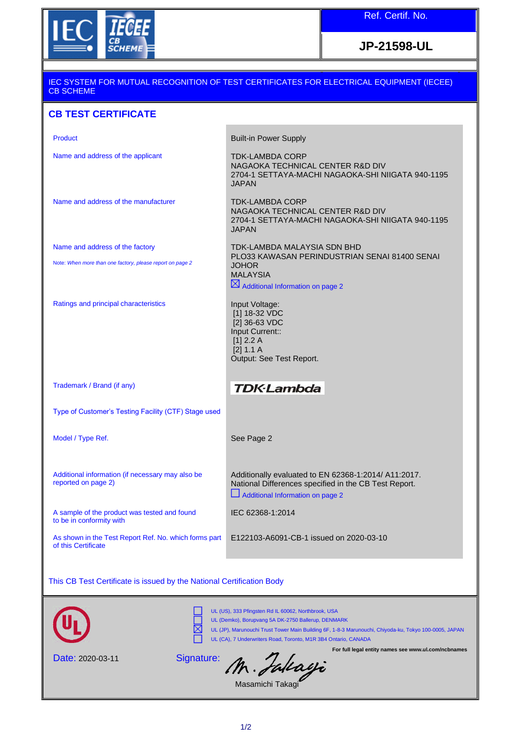IEC IECEE CB SCHEME

| Ref. Certif. No. |
| --- |
| **JP-21598-UL** |

IEC SYSTEM FOR MUTUAL RECOGNITION OF TEST CERTIFICATES FOR ELECTRICAL EQUIPMENT (IECEE) CB SCHEME

## CB TEST CERTIFICATE

| | |
| --- | --- |
| Product | Built-in Power Supply |
| Name and address of the applicant | TDK-LAMBDA CORP<br>NAGAOKA TECHNICAL CENTER R&D DIV<br>2704-1 SETTAYA-MACHI NAGAOKA-SHI NIIGATA 940-1195<br>JAPAN |
| Name and address of the manufacturer | TDK-LAMBDA CORP<br>NAGAOKA TECHNICAL CENTER R&D DIV<br>2704-1 SETTAYA-MACHI NAGAOKA-SHI NIIGATA 940-1195<br>JAPAN |
| Name and address of the factory<br><br>Note: *When more than one factory, please report on page 2* | TDK-LAMBDA MALAYSIA SDN BHD<br>PLO33 KAWASAN PERINDUSTRIAN SENAI 81400 SENAI<br>JOHOR<br>MALAYSIA<br>☒ Additional Information on page 2 |
| Ratings and principal characteristics | Input Voltage:<br>[1] 18-32 VDC<br>[2] 36-63 VDC<br>Input Current::<br>[1] 2.2 A<br>[2] 1.1 A<br>Output: See Test Report. |
| Trademark / Brand (if any) | TDK-Lambda |
| Type of Customer's Testing Facility (CTF) Stage used | |
| Model / Type Ref. | See Page 2 |
| Additional information (if necessary may also be reported on page 2) | Additionally evaluated to EN 62368-1:2014/ A11:2017.<br>National Differences specified in the CB Test Report.<br>☐ Additional Information on page 2 |
| A sample of the product was tested and found to be in conformity with | IEC 62368-1:2014 |
| As shown in the Test Report Ref. No. which forms part of this Certificate | E122103-A6091-CB-1 issued on 2020-03-10 |

This CB Test Certificate is issued by the National Certification Body

☐ UL (US), 333 Pfingsten Rd IL 60062, Northbrook, USA
☐ UL (Demko), Borupvang 5A DK-2750 Ballerup, DENMARK
☒ UL (JP), Marunouchi Trust Tower Main Building 6F, 1-8-3 Marunouchi, Chiyoda-ku, Tokyo 100-0005, JAPAN
☐ UL (CA), 7 Underwriters Road, Toronto, M1R 3B4 Ontario, CANADA

**For full legal entity names see www.ul.com/ncbnames**

Date: 2020-03-11

Signature: M. Takagi

Masamichi Takagi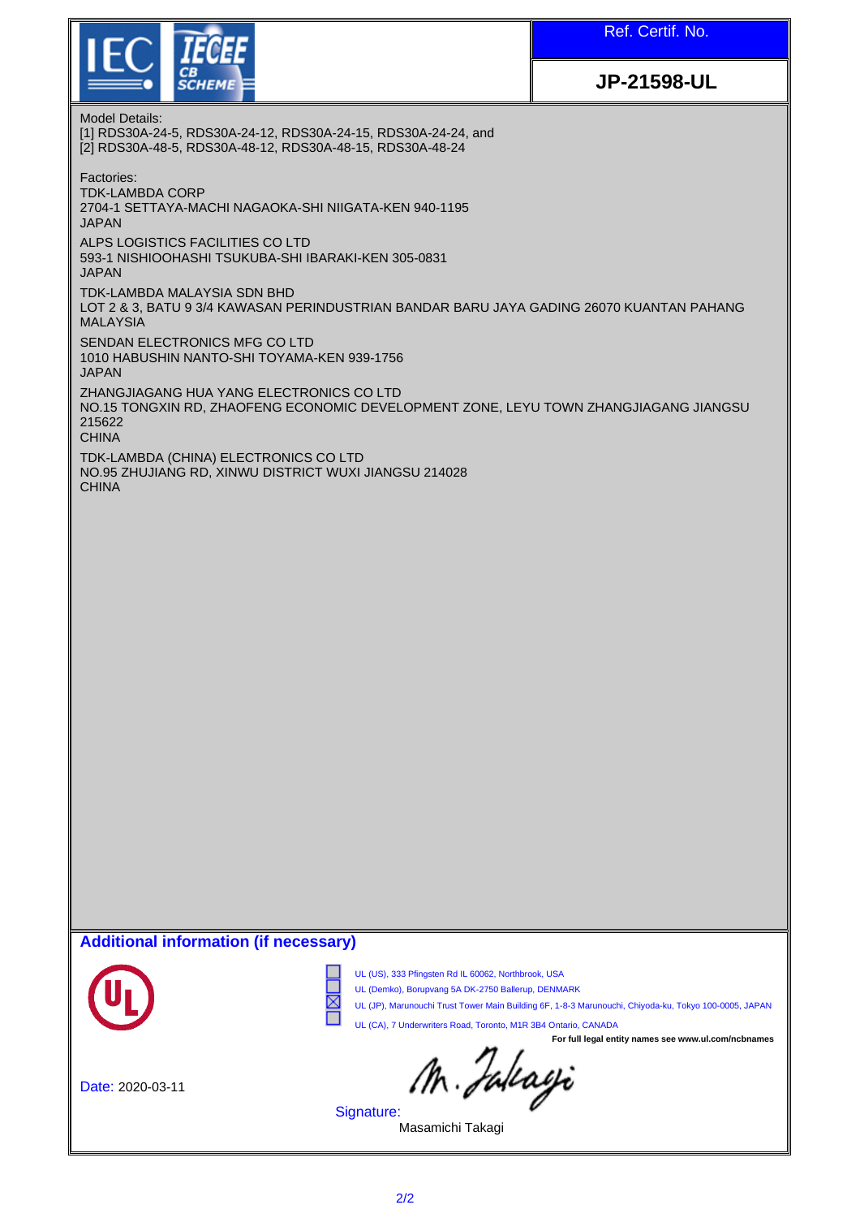Ref. Certif. No.

**JP-21598-UL**

Model Details:
[1] RDS30A-24-5, RDS30A-24-12, RDS30A-24-15, RDS30A-24-24, and
[2] RDS30A-48-5, RDS30A-48-12, RDS30A-48-15, RDS30A-48-24

Factories:
TDK-LAMBDA CORP
2704-1 SETTAYA-MACHI NAGAOKA-SHI NIIGATA-KEN 940-1195
JAPAN

ALPS LOGISTICS FACILITIES CO LTD
593-1 NISHIOOHASHI TSUKUBA-SHI IBARAKI-KEN 305-0831
JAPAN

TDK-LAMBDA MALAYSIA SDN BHD
LOT 2 & 3, BATU 9 3/4 KAWASAN PERINDUSTRIAN BANDAR BARU JAYA GADING 26070 KUANTAN PAHANG
MALAYSIA

SENDAN ELECTRONICS MFG CO LTD
1010 HABUSHIN NANTO-SHI TOYAMA-KEN 939-1756
JAPAN

ZHANGJIAGANG HUA YANG ELECTRONICS CO LTD
NO.15 TONGXIN RD, ZHAOFENG ECONOMIC DEVELOPMENT ZONE, LEYU TOWN ZHANGJIAGANG JIANGSU
215622
CHINA

TDK-LAMBDA (CHINA) ELECTRONICS CO LTD
NO.95 ZHUJIANG RD, XINWU DISTRICT WUXI JIANGSU 214028
CHINA

## Additional information (if necessary)

- ☐ UL (US), 333 Pfingsten Rd IL 60062, Northbrook, USA
- ☐ UL (Demko), Borupvang 5A DK-2750 Ballerup, DENMARK
- ☒ UL (JP), Marunouchi Trust Tower Main Building 6F, 1-8-3 Marunouchi, Chiyoda-ku, Tokyo 100-0005, JAPAN
- ☐ UL (CA), 7 Underwriters Road, Toronto, M1R 3B4 Ontario, CANADA

**For full legal entity names see www.ul.com/ncbnames**

Date: 2020-03-11

Signature:
Masamichi Takagi